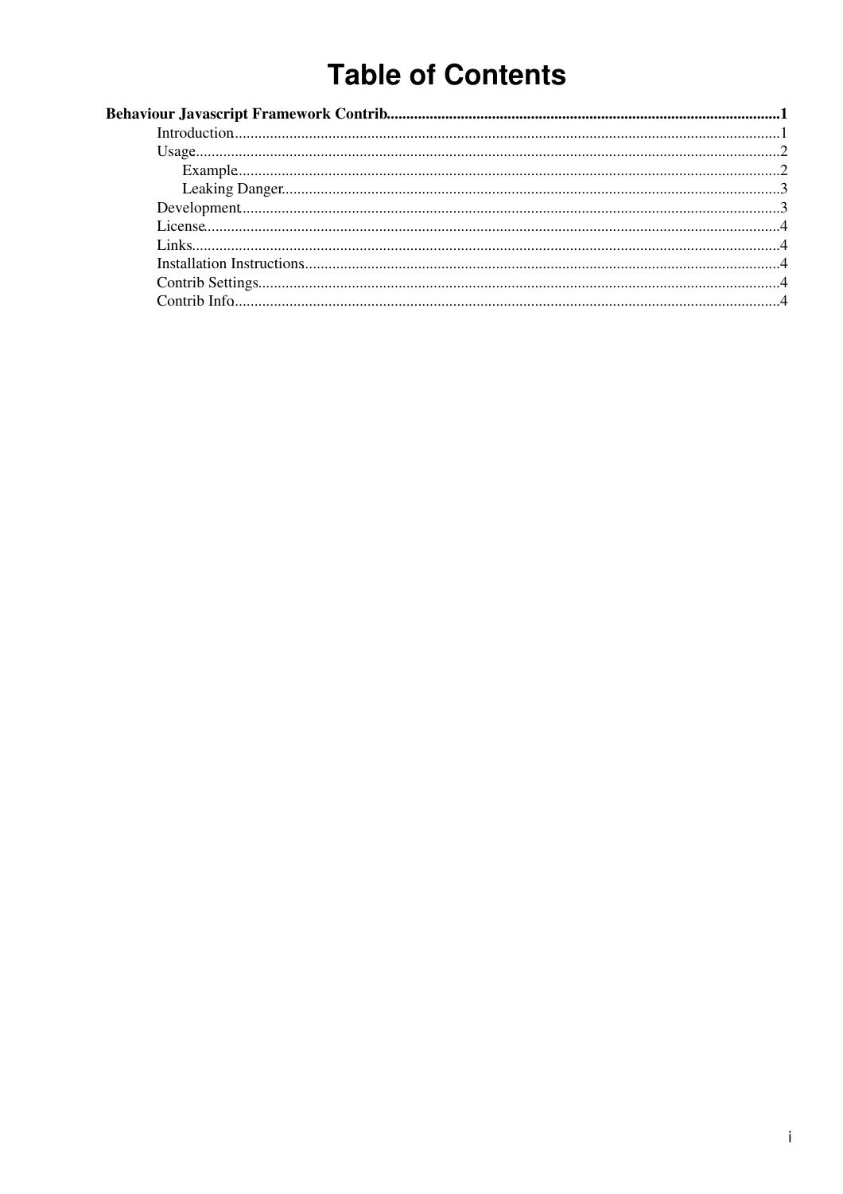# Table of Contents

**Behaviour Javascript Framework Contrib**......1

- Introduction......1
- Usage......2
  - Example......2
  - Leaking Danger......3
- Development......3
- License......4
- Links......4
- Installation Instructions......4
- Contrib Settings......4
- Contrib Info......4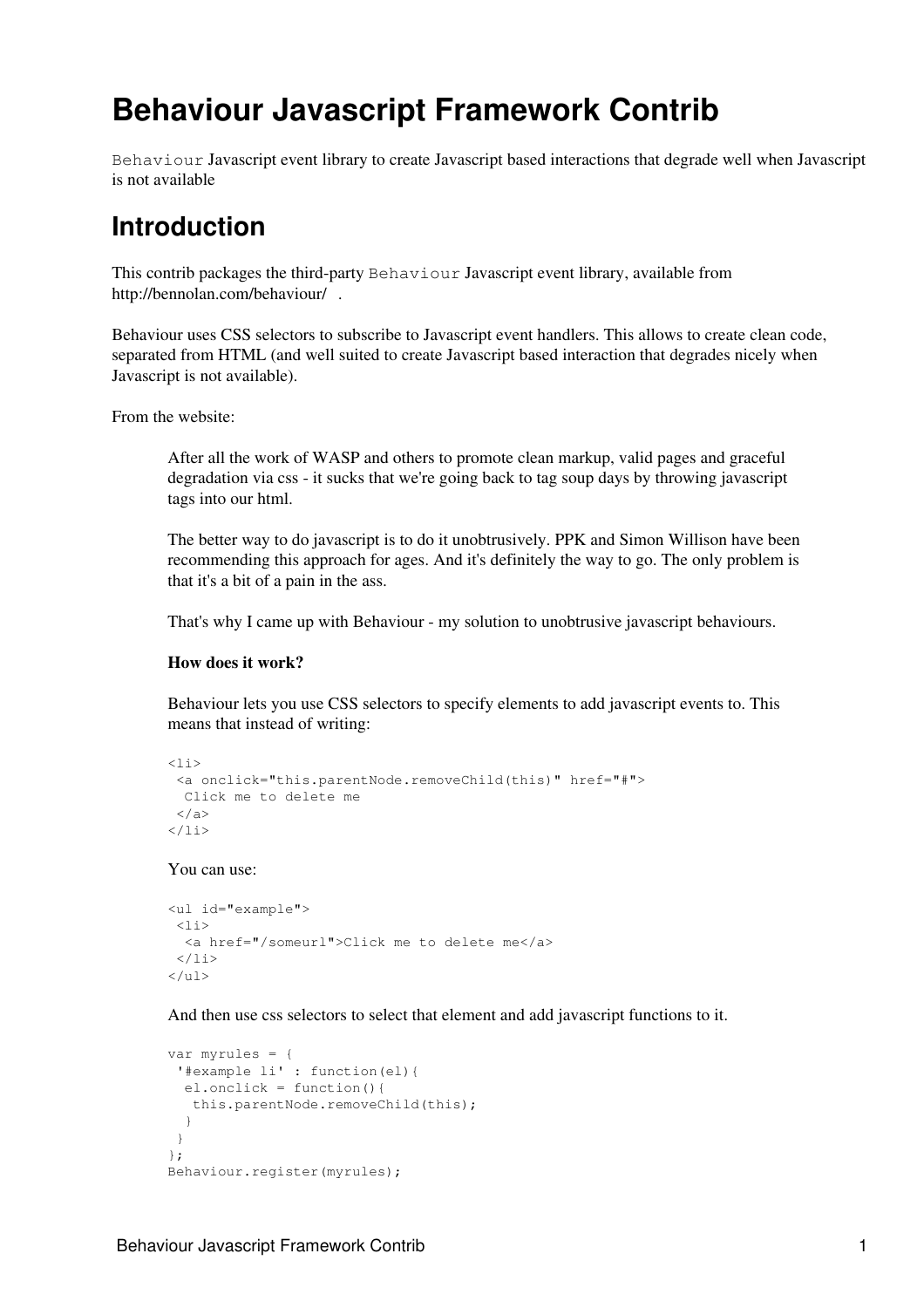# Behaviour Javascript Framework Contrib

`Behaviour` Javascript event library to create Javascript based interactions that degrade well when Javascript is not available

## Introduction

This contrib packages the third-party `Behaviour` Javascript event library, available from http://bennolan.com/behaviour/ .

Behaviour uses CSS selectors to subscribe to Javascript event handlers. This allows to create clean code, separated from HTML (and well suited to create Javascript based interaction that degrades nicely when Javascript is not available).

From the website:

> After all the work of WASP and others to promote clean markup, valid pages and graceful degradation via css - it sucks that we're going back to tag soup days by throwing javascript tags into our html.
>
> The better way to do javascript is to do it unobtrusively. PPK and Simon Willison have been recommending this approach for ages. And it's definitely the way to go. The only problem is that it's a bit of a pain in the ass.
>
> That's why I came up with Behaviour - my solution to unobtrusive javascript behaviours.
>
> **How does it work?**
>
> Behaviour lets you use CSS selectors to specify elements to add javascript events to. This means that instead of writing:
>
> ```
> <li>
>  <a onclick="this.parentNode.removeChild(this)" href="#">
>   Click me to delete me
>  </a>
> </li>
> ```
>
> You can use:
>
> ```
> <ul id="example">
>  <li>
>   <a href="/someurl">Click me to delete me</a>
>  </li>
> </ul>
> ```
>
> And then use css selectors to select that element and add javascript functions to it.
>
> ```
> var myrules = {
>  '#example li' : function(el){
>   el.onclick = function(){
>    this.parentNode.removeChild(this);
>   }
>  }
> };
> Behaviour.register(myrules);
> ```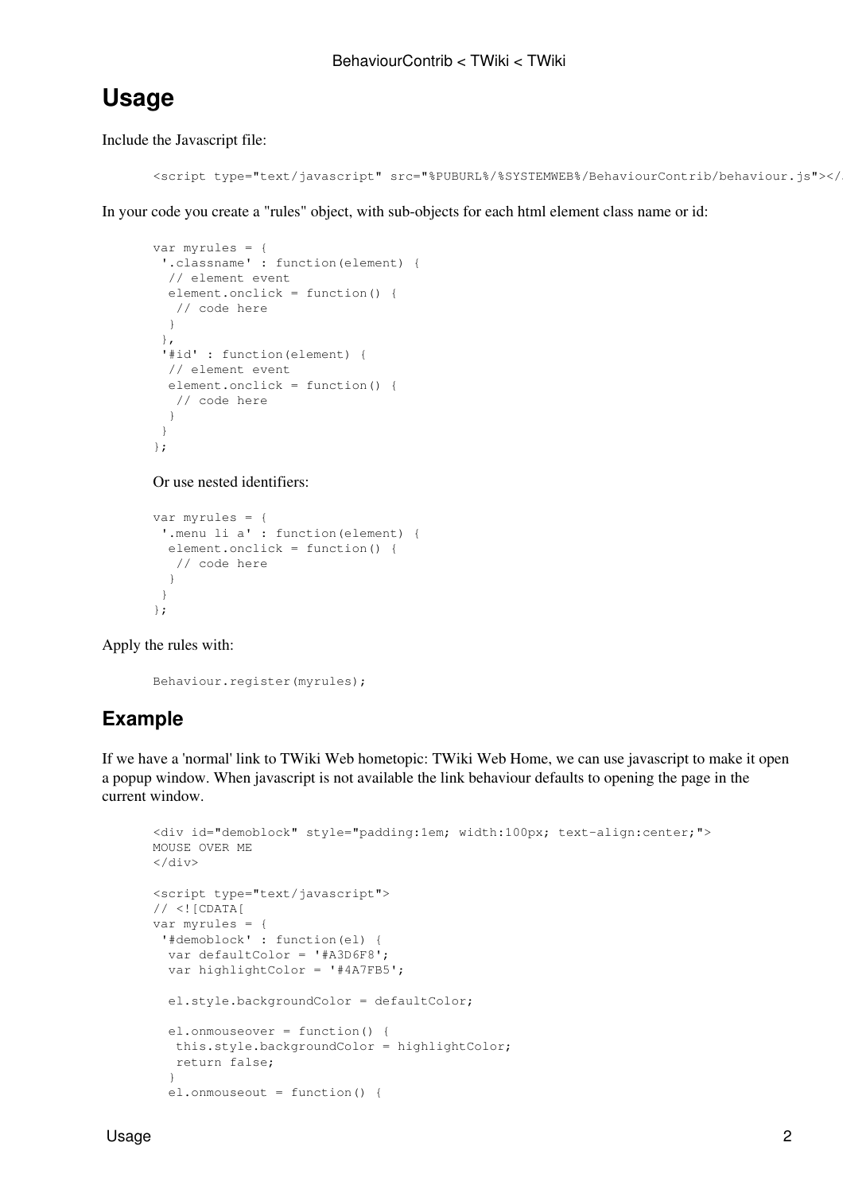## Usage

Include the Javascript file:

```
<script type="text/javascript" src="%PUBURL%/%SYSTEMWEB%/BehaviourContrib/behaviour.js"></
```

In your code you create a "rules" object, with sub-objects for each html element class name or id:

```
var myrules = {
 '.classname' : function(element) {
  // element event
  element.onclick = function() {
   // code here
  }
 },
 '#id' : function(element) {
  // element event
  element.onclick = function() {
   // code here
  }
 }
};
```

Or use nested identifiers:

```
var myrules = {
 '.menu li a' : function(element) {
  element.onclick = function() {
   // code here
  }
 }
};
```

Apply the rules with:

```
Behaviour.register(myrules);
```

## Example

If we have a 'normal' link to TWiki Web hometopic: TWiki Web Home, we can use javascript to make it open a popup window. When javascript is not available the link behaviour defaults to opening the page in the current window.

```
<div id="demoblock" style="padding:1em; width:100px; text-align:center;">
MOUSE OVER ME
</div>

<script type="text/javascript">
// <![CDATA[
var myrules = {
 '#demoblock' : function(el) {
  var defaultColor = '#A3D6F8';
  var highlightColor = '#4A7FB5';

  el.style.backgroundColor = defaultColor;

  el.onmouseover = function() {
   this.style.backgroundColor = highlightColor;
   return false;
  }
  el.onmouseout = function() {
```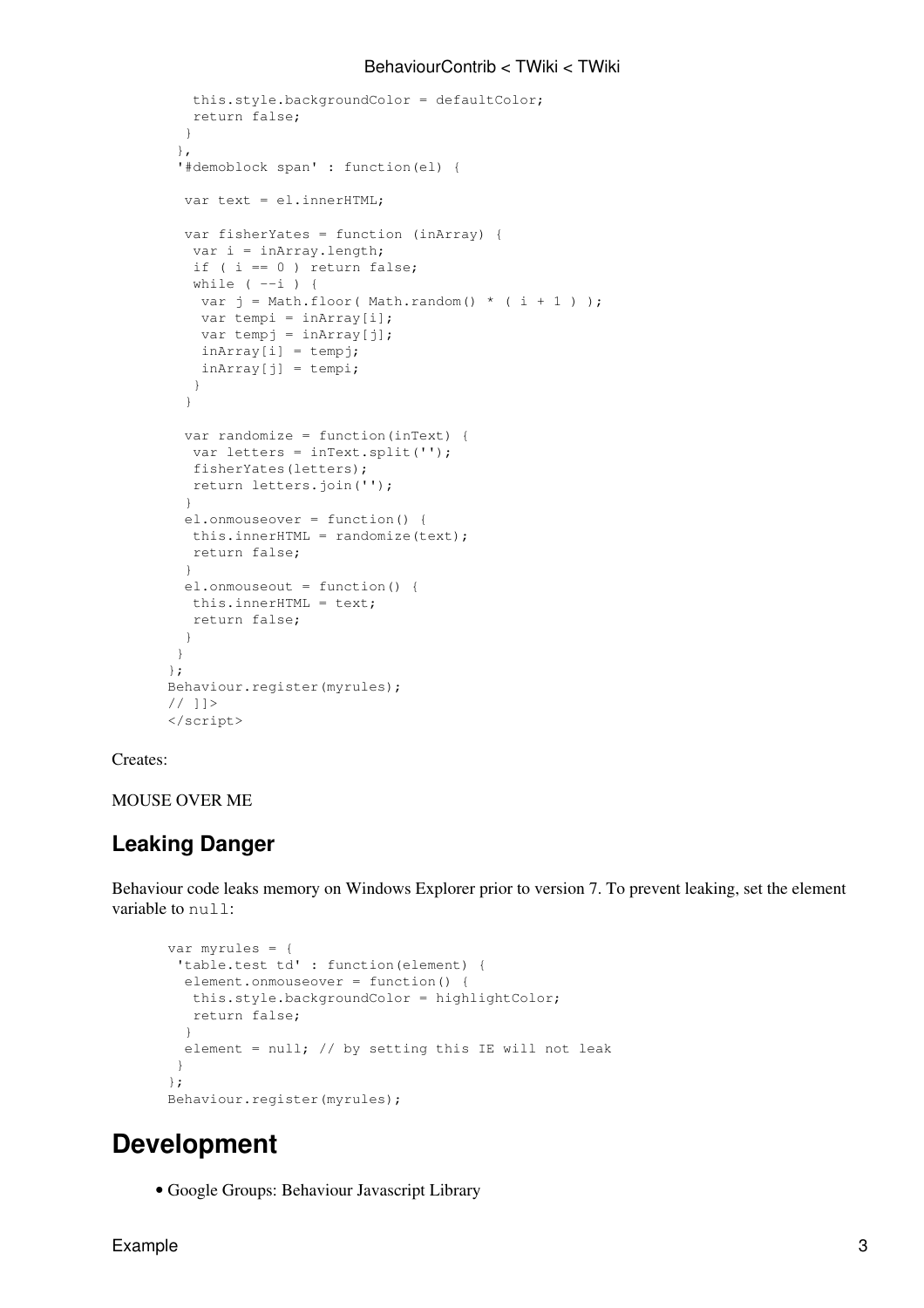```
   this.style.backgroundColor = defaultColor;
   return false;
  }
 },
 '#demoblock span' : function(el) {

  var text = el.innerHTML;

  var fisherYates = function (inArray) {
   var i = inArray.length;
   if ( i == 0 ) return false;
   while ( --i ) {
    var j = Math.floor( Math.random() * ( i + 1 ) );
    var tempi = inArray[i];
    var tempj = inArray[j];
    inArray[i] = tempj;
    inArray[j] = tempi;
   }
  }

  var randomize = function(inText) {
   var letters = inText.split('');
   fisherYates(letters);
   return letters.join('');
  }
  el.onmouseover = function() {
   this.innerHTML = randomize(text);
   return false;
  }
  el.onmouseout = function() {
   this.innerHTML = text;
   return false;
  }
 }
};
Behaviour.register(myrules);
// ]]>
</script>
```

Creates:

MOUSE OVER ME

## Leaking Danger

Behaviour code leaks memory on Windows Explorer prior to version 7. To prevent leaking, set the element variable to `null`:

```
var myrules = {
 'table.test td' : function(element) {
  element.onmouseover = function() {
   this.style.backgroundColor = highlightColor;
   return false;
  }
  element = null; // by setting this IE will not leak
 }
};
Behaviour.register(myrules);
```

# Development

- Google Groups: Behaviour Javascript Library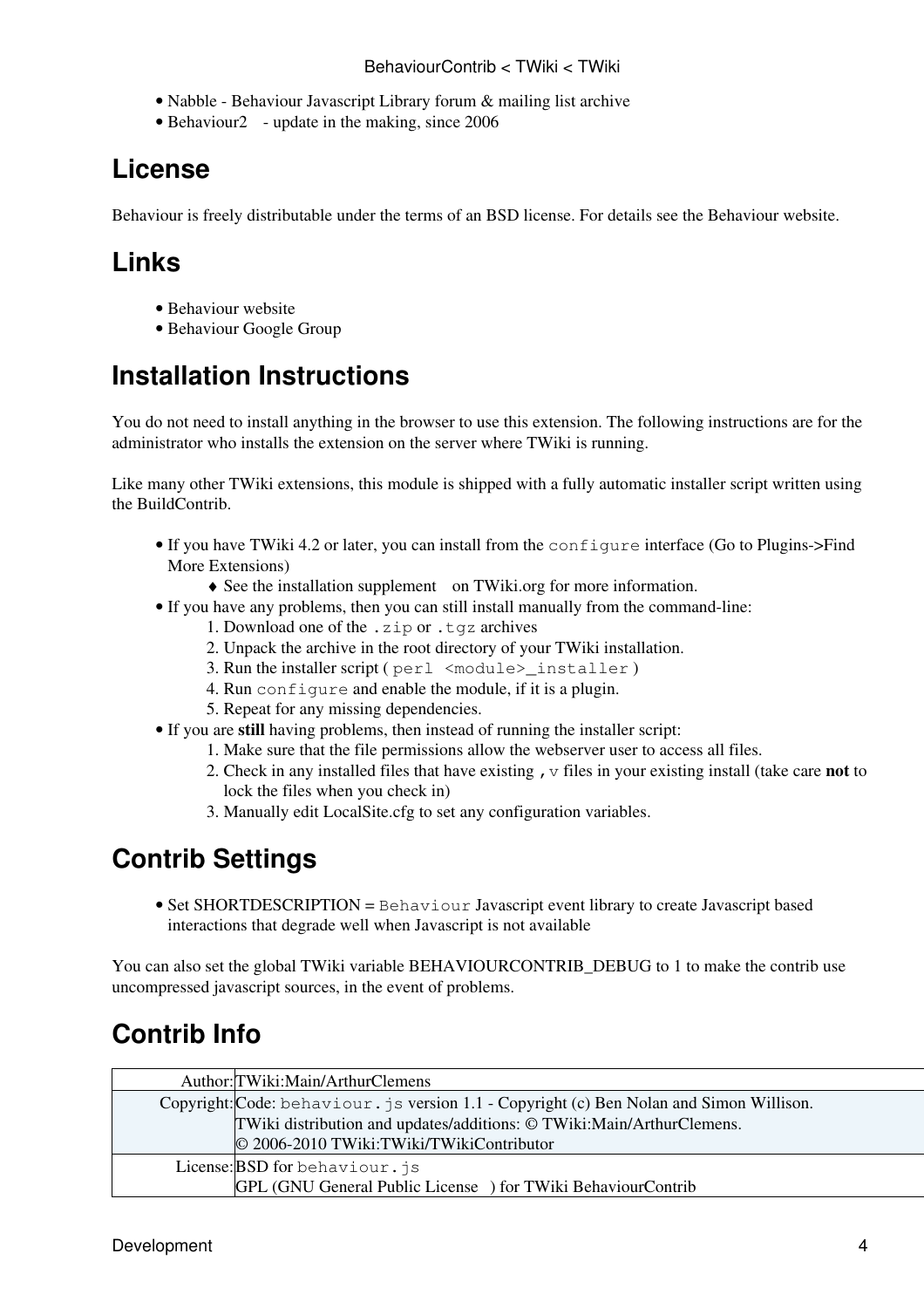- Nabble - Behaviour Javascript Library forum & mailing list archive
- Behaviour2 - update in the making, since 2006

## License

Behaviour is freely distributable under the terms of an BSD license. For details see the Behaviour website.

## Links

- Behaviour website
- Behaviour Google Group

## Installation Instructions

You do not need to install anything in the browser to use this extension. The following instructions are for the administrator who installs the extension on the server where TWiki is running.

Like many other TWiki extensions, this module is shipped with a fully automatic installer script written using the BuildContrib.

- If you have TWiki 4.2 or later, you can install from the `configure` interface (Go to Plugins->Find More Extensions)
    - See the installation supplement on TWiki.org for more information.
- If you have any problems, then you can still install manually from the command-line:
    1. Download one of the `.zip` or `.tgz` archives
    2. Unpack the archive in the root directory of your TWiki installation.
    3. Run the installer script ( `perl <module>_installer` )
    4. Run `configure` and enable the module, if it is a plugin.
    5. Repeat for any missing dependencies.
- If you are **still** having problems, then instead of running the installer script:
    1. Make sure that the file permissions allow the webserver user to access all files.
    2. Check in any installed files that have existing `,v` files in your existing install (take care **not** to lock the files when you check in)
    3. Manually edit LocalSite.cfg to set any configuration variables.

## Contrib Settings

- Set SHORTDESCRIPTION = `Behaviour` Javascript event library to create Javascript based interactions that degrade well when Javascript is not available

You can also set the global TWiki variable BEHAVIOURCONTRIB_DEBUG to 1 to make the contrib use uncompressed javascript sources, in the event of problems.

## Contrib Info

| | |
|---|---|
| Author: | TWiki:Main/ArthurClemens |
| Copyright: | Code: `behaviour.js` version 1.1 - Copyright (c) Ben Nolan and Simon Willison.<br>TWiki distribution and updates/additions: © TWiki:Main/ArthurClemens.<br>© 2006-2010 TWiki:TWiki/TWikiContributor |
| License: | BSD for `behaviour.js`<br>GPL (GNU General Public License ) for TWiki BehaviourContrib |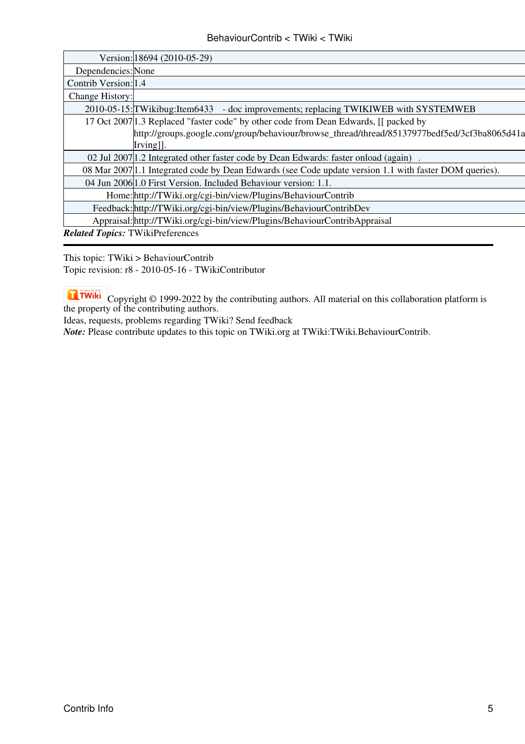| | |
|---|---|
| Version: | 18694 (2010-05-29) |
| Dependencies: | None |
| Contrib Version: | 1.4 |
| Change History: | |
| 2010-05-15: | TWikibug:Item6433 - doc improvements; replacing TWIKIWEB with SYSTEMWEB |
| 17 Oct 2007 | 1.3 Replaced "faster code" by other code from Dean Edwards, [[ packed by http://groups.google.com/group/behaviour/browse_thread/thread/85137977bedf5ed/3cf3ba8065d41a Irving]]. |
| 02 Jul 2007 | 1.2 Integrated other faster code by Dean Edwards: faster onload (again) . |
| 08 Mar 2007 | 1.1 Integrated code by Dean Edwards (see Code update version 1.1 with faster DOM queries). |
| 04 Jun 2006 | 1.0 First Version. Included Behaviour version: 1.1. |
| Home: | http://TWiki.org/cgi-bin/view/Plugins/BehaviourContrib |
| Feedback: | http://TWiki.org/cgi-bin/view/Plugins/BehaviourContribDev |
| Appraisal: | http://TWiki.org/cgi-bin/view/Plugins/BehaviourContribAppraisal |

***Related Topics:*** TWikiPreferences

---

This topic: TWiki > BehaviourContrib
Topic revision: r8 - 2010-05-16 - TWikiContributor

Copyright © 1999-2022 by the contributing authors. All material on this collaboration platform is the property of the contributing authors.
Ideas, requests, problems regarding TWiki? Send feedback
***Note:*** Please contribute updates to this topic on TWiki.org at TWiki:TWiki.BehaviourContrib.